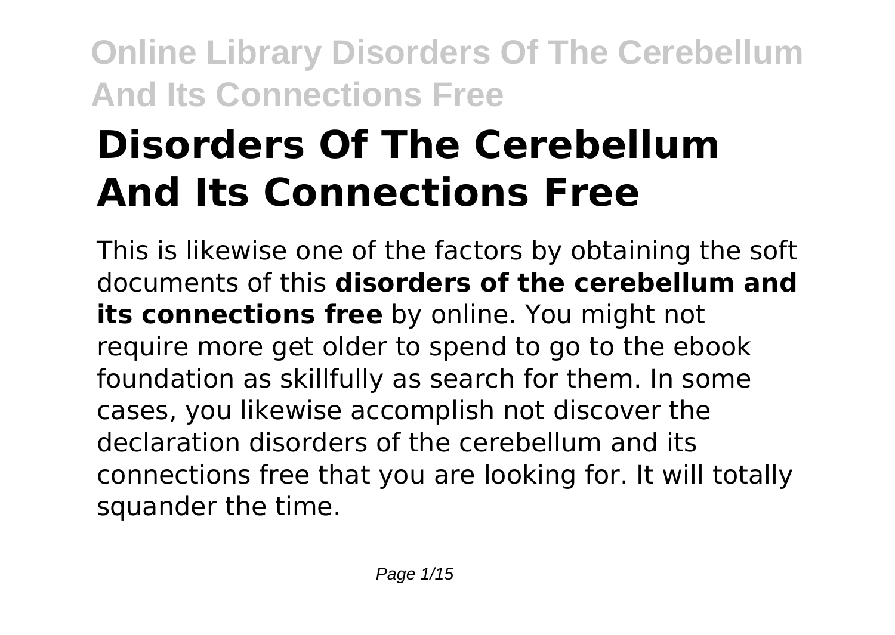// Disorders Of The Cerebellum And Its Connections Free

# Disorders Of The Cerebellum And Its Connections Free

This is likewise one of the factors by obtaining the soft documents of this **disorders of the cerebellum and its connections free** by online. You might not require more get older to spend to go to the ebook foundation as skillfully as search for them. In some cases, you likewise accomplish not discover the declaration disorders of the cerebellum and its connections free that you are looking for. It will totally squander the time.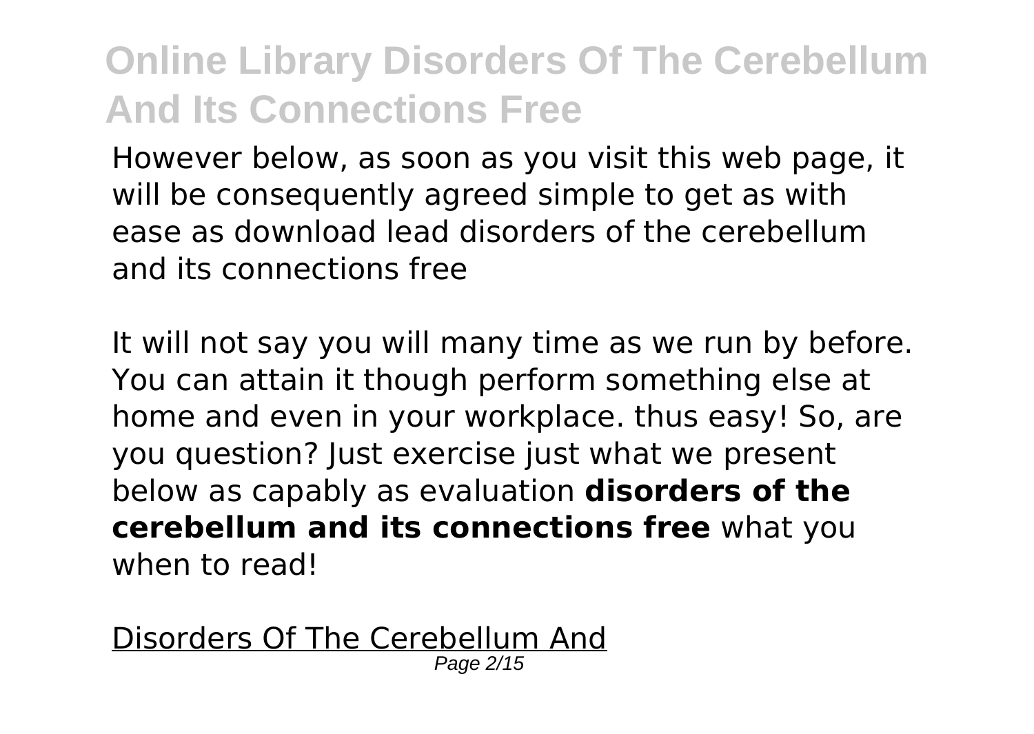However below, as soon as you visit this web page, it will be consequently agreed simple to get as with ease as download lead disorders of the cerebellum and its connections free

It will not say you will many time as we run by before. You can attain it though perform something else at home and even in your workplace. thus easy! So, are you question? Just exercise just what we present below as capably as evaluation **disorders of the cerebellum and its connections free** what you when to read!

Disorders Of The Cerebellum And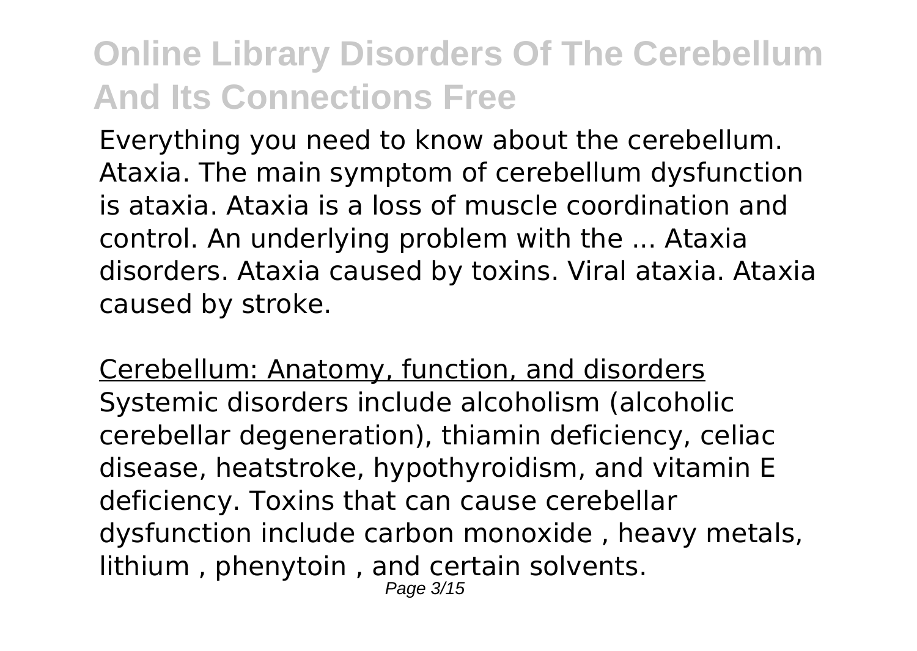Everything you need to know about the cerebellum. Ataxia. The main symptom of cerebellum dysfunction is ataxia. Ataxia is a loss of muscle coordination and control. An underlying problem with the ... Ataxia disorders. Ataxia caused by toxins. Viral ataxia. Ataxia caused by stroke.

Cerebellum: Anatomy, function, and disorders

Systemic disorders include alcoholism (alcoholic cerebellar degeneration), thiamin deficiency, celiac disease, heatstroke, hypothyroidism, and vitamin E deficiency. Toxins that can cause cerebellar dysfunction include carbon monoxide , heavy metals, lithium , phenytoin , and certain solvents.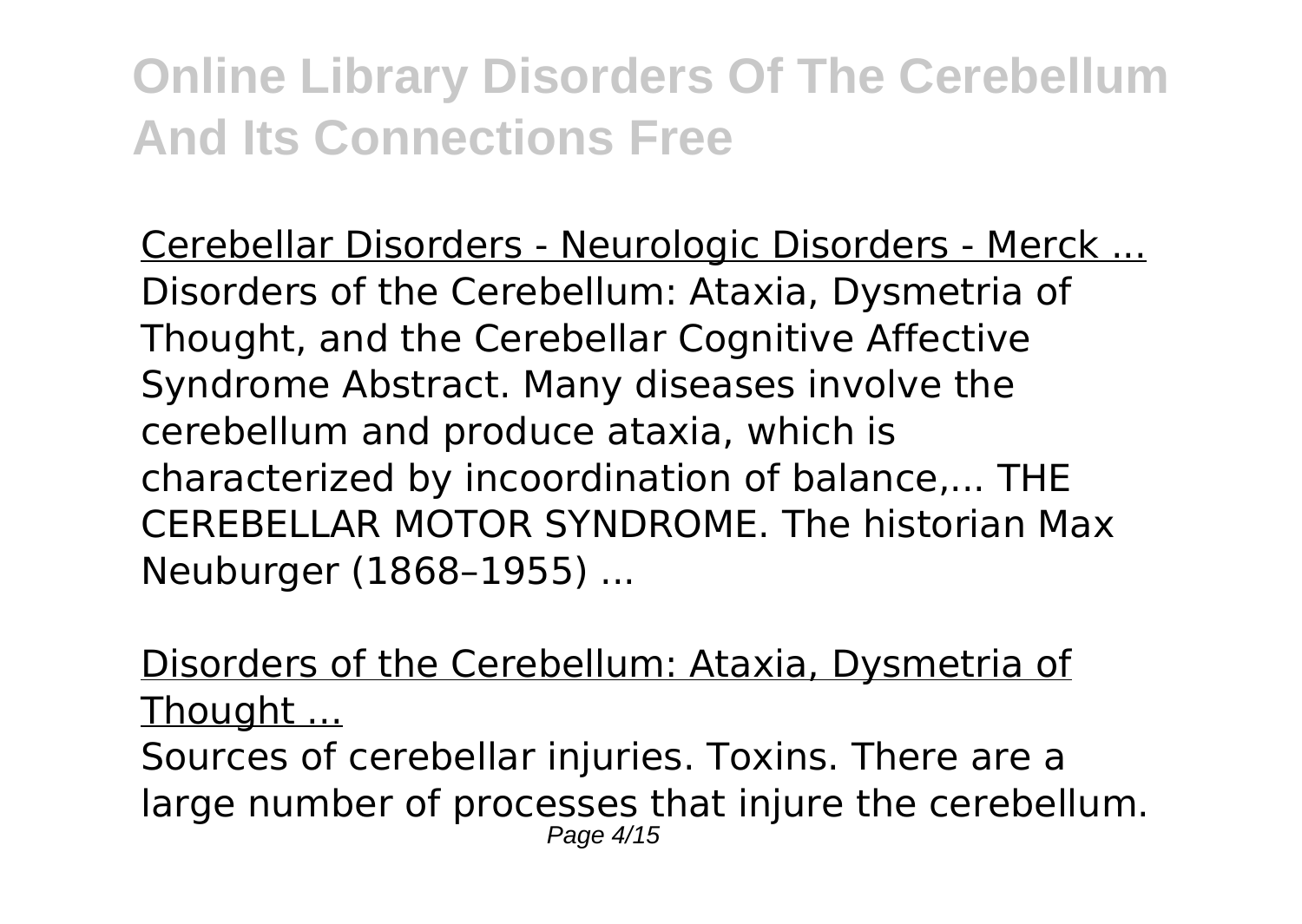Cerebellar Disorders - Neurologic Disorders - Merck ...
Disorders of the Cerebellum: Ataxia, Dysmetria of Thought, and the Cerebellar Cognitive Affective Syndrome Abstract. Many diseases involve the cerebellum and produce ataxia, which is characterized by incoordination of balance,... THE CEREBELLAR MOTOR SYNDROME. The historian Max Neuburger (1868–1955) ...

Disorders of the Cerebellum: Ataxia, Dysmetria of Thought ...
Sources of cerebellar injuries. Toxins. There are a large number of processes that injure the cerebellum.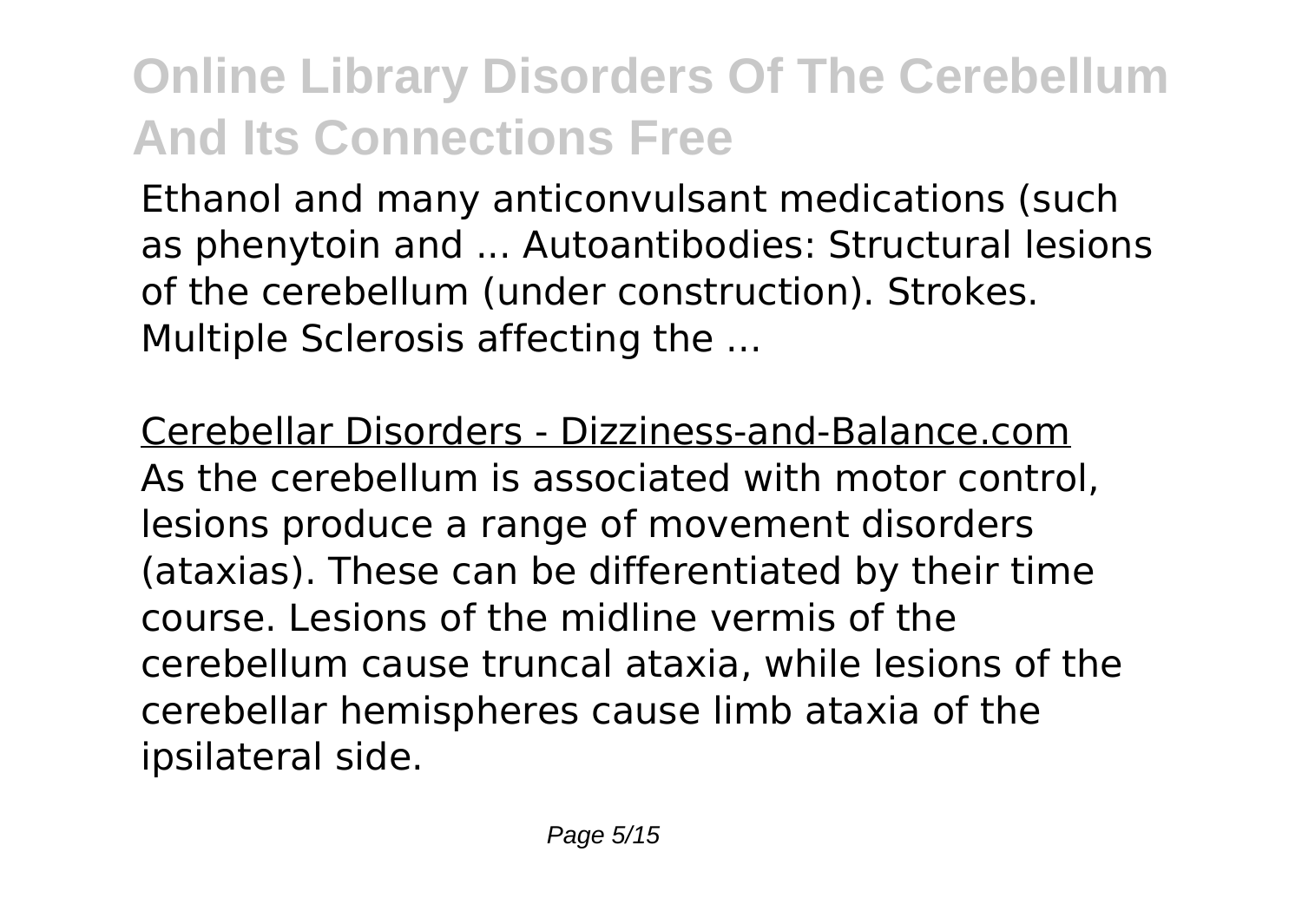Ethanol and many anticonvulsant medications (such as phenytoin and ... Autoantibodies: Structural lesions of the cerebellum (under construction). Strokes. Multiple Sclerosis affecting the ...

Cerebellar Disorders - Dizziness-and-Balance.com

As the cerebellum is associated with motor control, lesions produce a range of movement disorders (ataxias). These can be differentiated by their time course. Lesions of the midline vermis of the cerebellum cause truncal ataxia, while lesions of the cerebellar hemispheres cause limb ataxia of the ipsilateral side.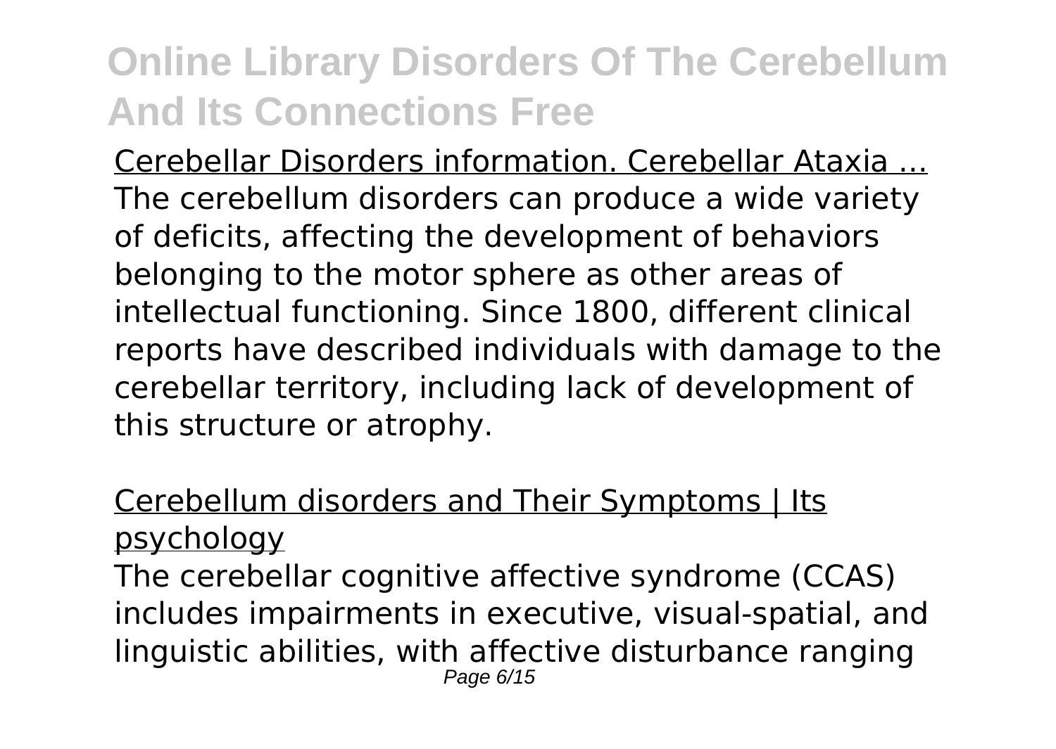Cerebellar Disorders information. Cerebellar Ataxia ...

The cerebellum disorders can produce a wide variety of deficits, affecting the development of behaviors belonging to the motor sphere as other areas of intellectual functioning. Since 1800, different clinical reports have described individuals with damage to the cerebellar territory, including lack of development of this structure or atrophy.

Cerebellum disorders and Their Symptoms | Its psychology

The cerebellar cognitive affective syndrome (CCAS) includes impairments in executive, visual-spatial, and linguistic abilities, with affective disturbance ranging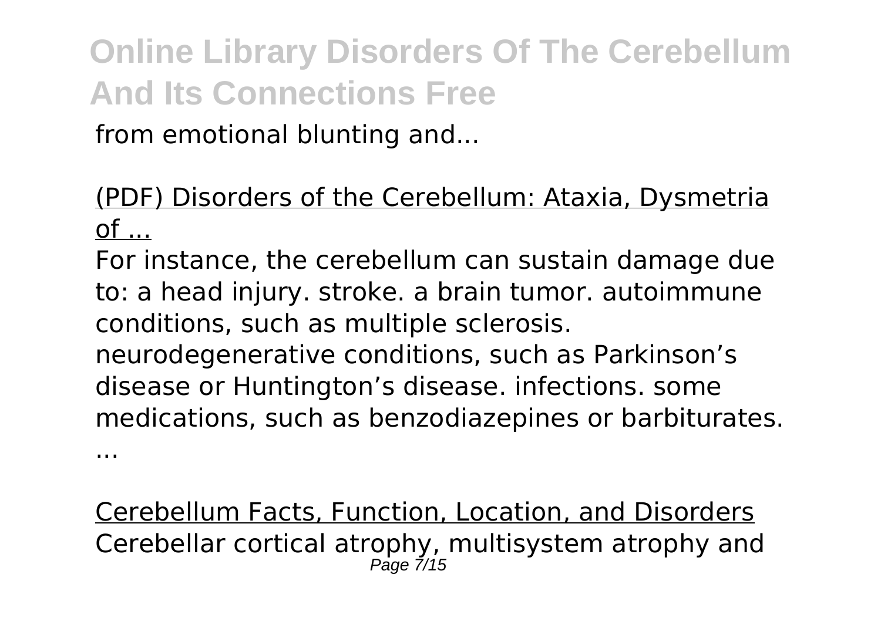from emotional blunting and...

(PDF) Disorders of the Cerebellum: Ataxia, Dysmetria of ...

For instance, the cerebellum can sustain damage due to: a head injury. stroke. a brain tumor. autoimmune conditions, such as multiple sclerosis. neurodegenerative conditions, such as Parkinson's disease or Huntington's disease. infections. some medications, such as benzodiazepines or barbiturates. ...

Cerebellum Facts, Function, Location, and Disorders

Cerebellar cortical atrophy, multisystem atrophy and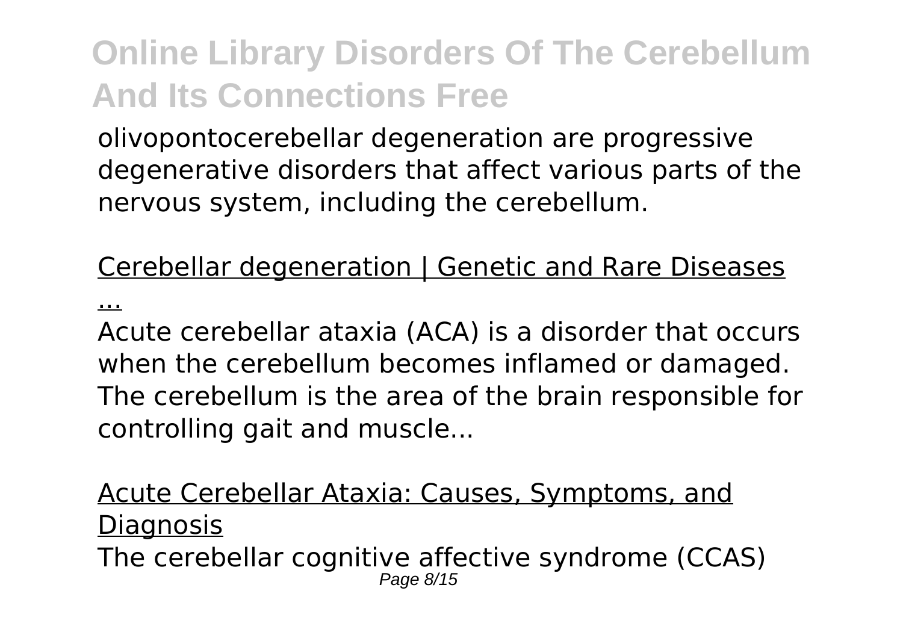olivopontocerebellar degeneration are progressive degenerative disorders that affect various parts of the nervous system, including the cerebellum.

Cerebellar degeneration | Genetic and Rare Diseases ...

Acute cerebellar ataxia (ACA) is a disorder that occurs when the cerebellum becomes inflamed or damaged. The cerebellum is the area of the brain responsible for controlling gait and muscle...

Acute Cerebellar Ataxia: Causes, Symptoms, and Diagnosis

The cerebellar cognitive affective syndrome (CCAS)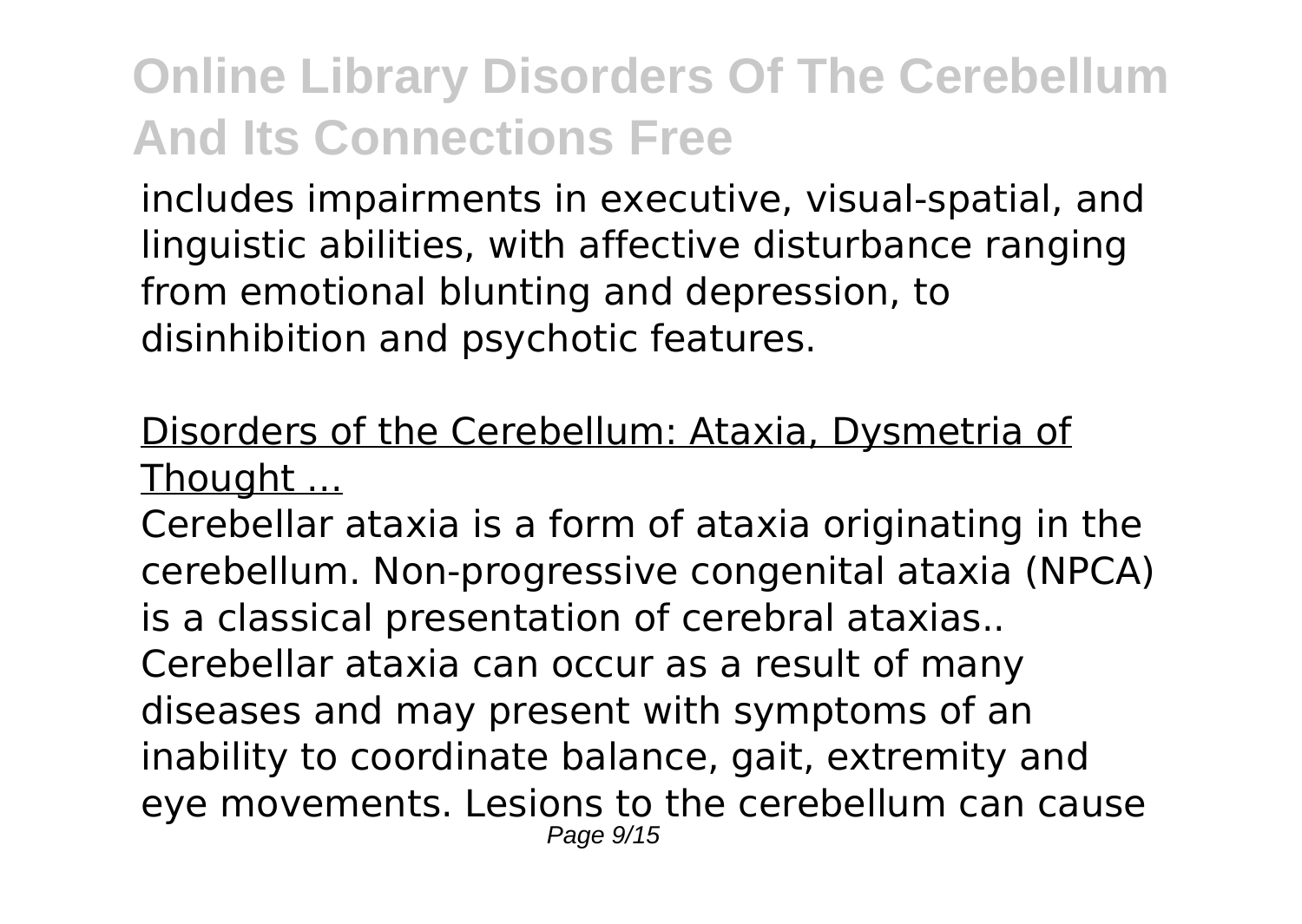includes impairments in executive, visual-spatial, and linguistic abilities, with affective disturbance ranging from emotional blunting and depression, to disinhibition and psychotic features.

Disorders of the Cerebellum: Ataxia, Dysmetria of Thought ...

Cerebellar ataxia is a form of ataxia originating in the cerebellum. Non-progressive congenital ataxia (NPCA) is a classical presentation of cerebral ataxias.. Cerebellar ataxia can occur as a result of many diseases and may present with symptoms of an inability to coordinate balance, gait, extremity and eye movements. Lesions to the cerebellum can cause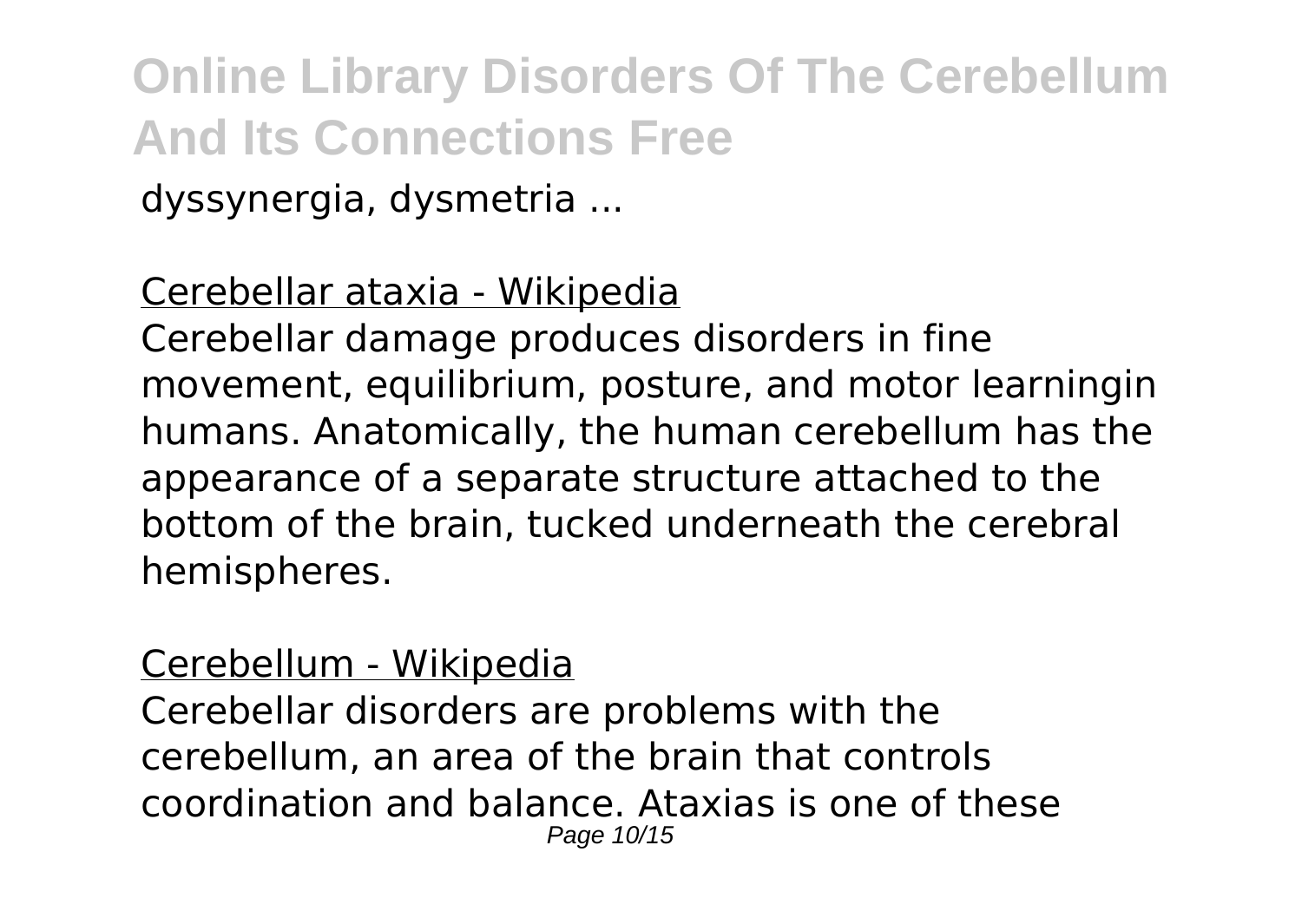dyssynergia, dysmetria ...

Cerebellar ataxia - Wikipedia

Cerebellar damage produces disorders in fine movement, equilibrium, posture, and motor learningin humans. Anatomically, the human cerebellum has the appearance of a separate structure attached to the bottom of the brain, tucked underneath the cerebral hemispheres.

Cerebellum - Wikipedia

Cerebellar disorders are problems with the cerebellum, an area of the brain that controls coordination and balance. Ataxias is one of these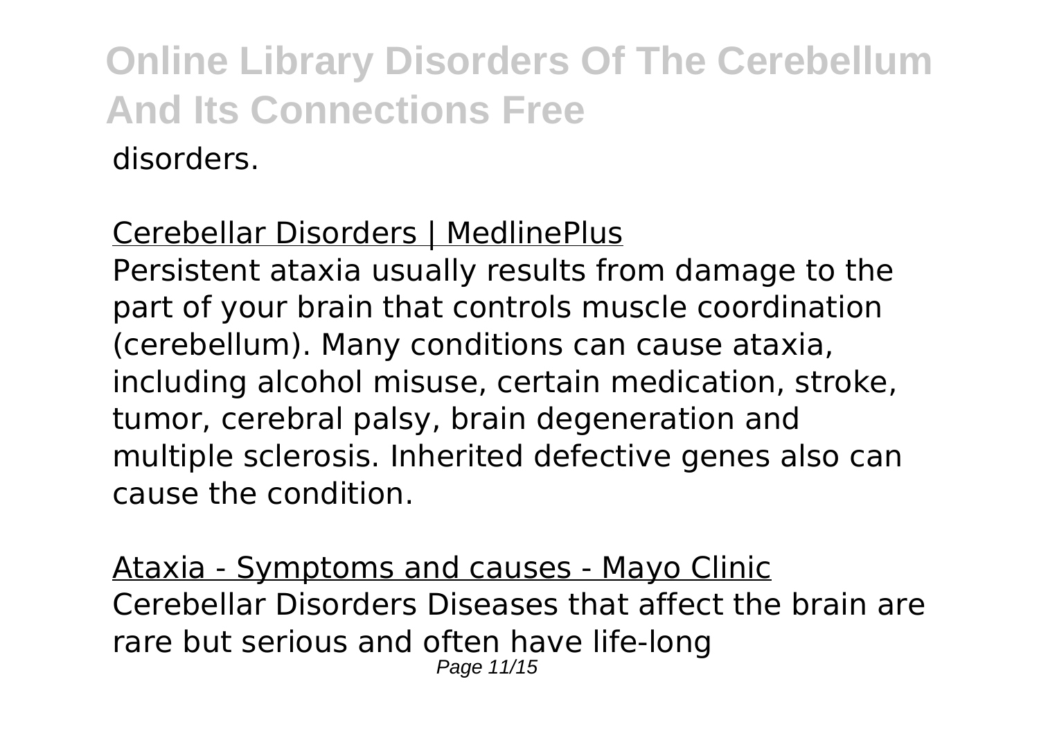disorders.

Cerebellar Disorders | MedlinePlus

Persistent ataxia usually results from damage to the part of your brain that controls muscle coordination (cerebellum). Many conditions can cause ataxia, including alcohol misuse, certain medication, stroke, tumor, cerebral palsy, brain degeneration and multiple sclerosis. Inherited defective genes also can cause the condition.

Ataxia - Symptoms and causes - Mayo Clinic

Cerebellar Disorders Diseases that affect the brain are rare but serious and often have life-long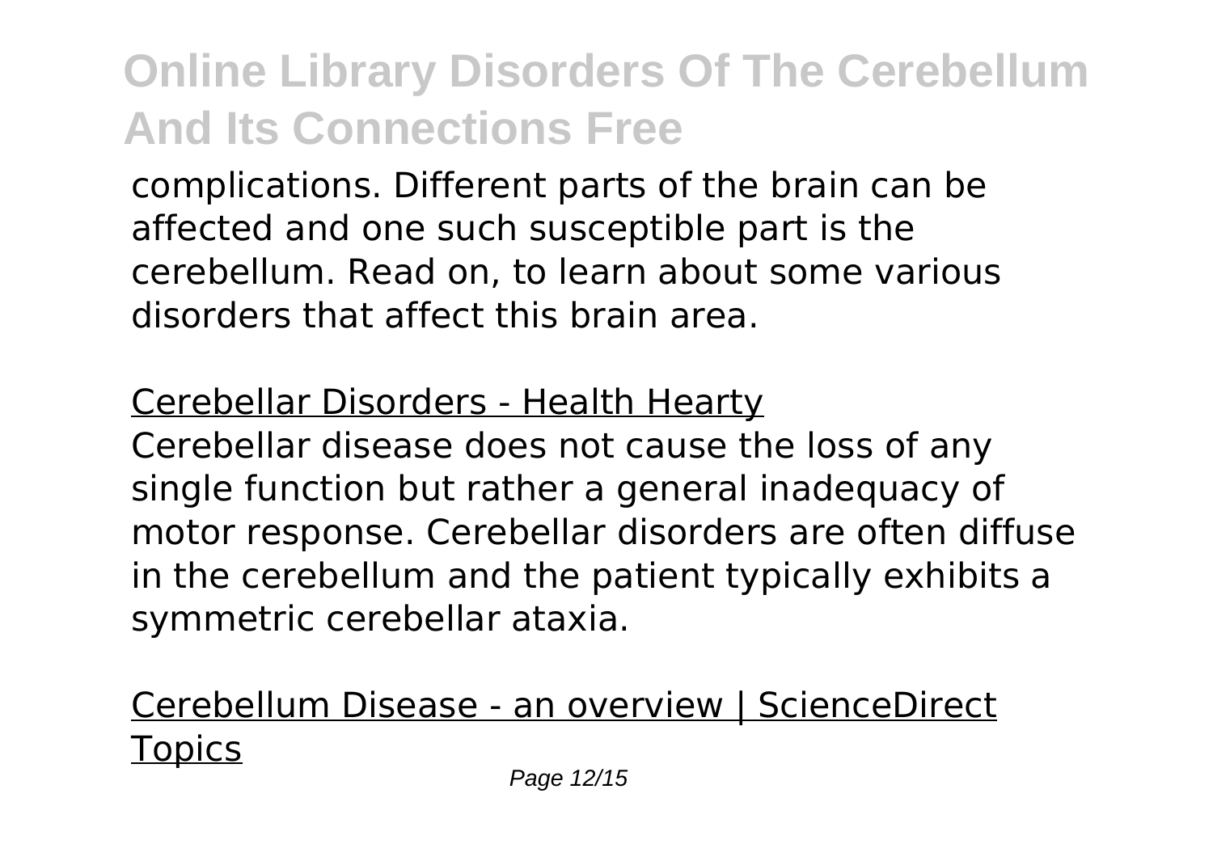complications. Different parts of the brain can be affected and one such susceptible part is the cerebellum. Read on, to learn about some various disorders that affect this brain area.

Cerebellar Disorders - Health Hearty

Cerebellar disease does not cause the loss of any single function but rather a general inadequacy of motor response. Cerebellar disorders are often diffuse in the cerebellum and the patient typically exhibits a symmetric cerebellar ataxia.

Cerebellum Disease - an overview | ScienceDirect Topics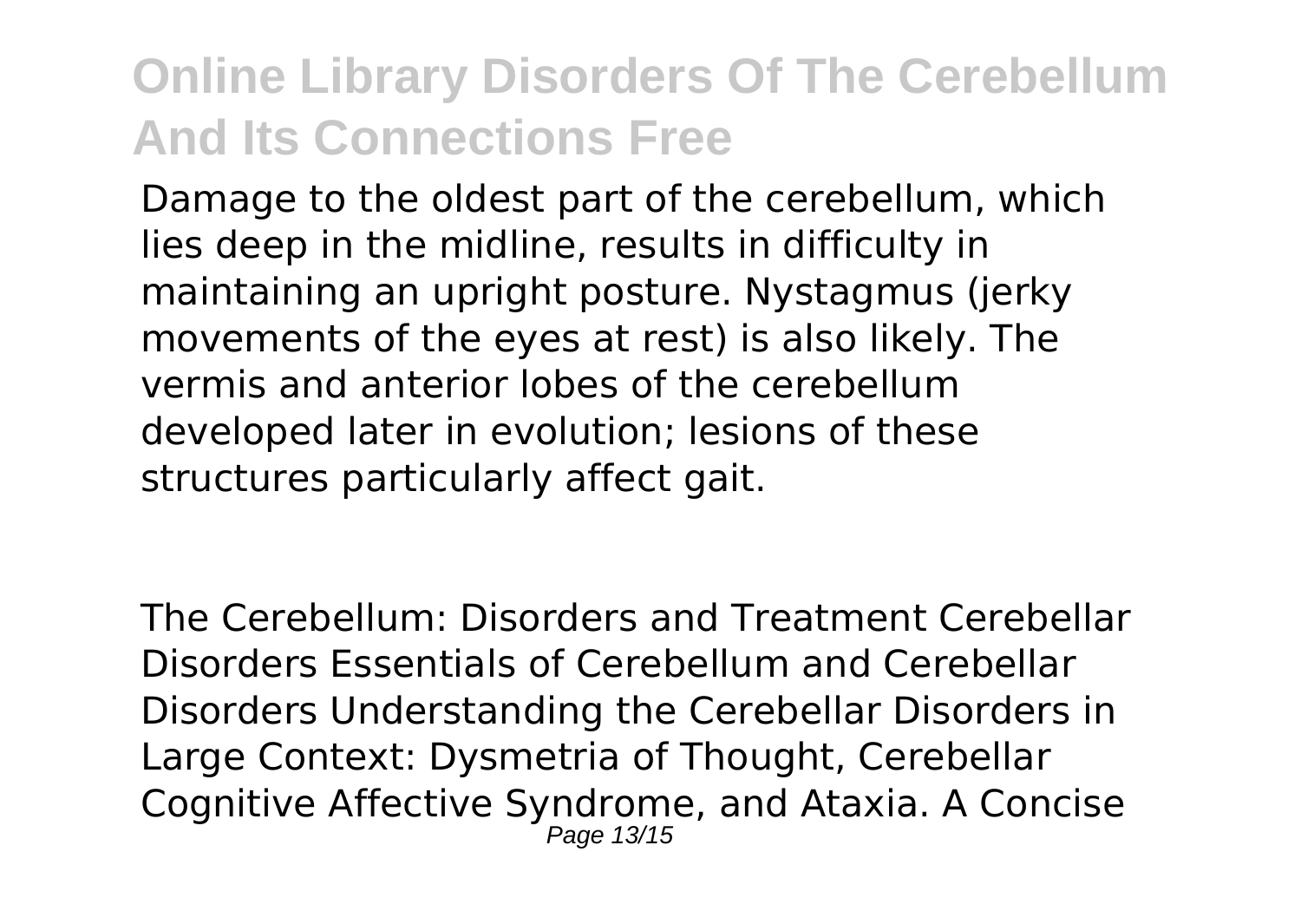Damage to the oldest part of the cerebellum, which lies deep in the midline, results in difficulty in maintaining an upright posture. Nystagmus (jerky movements of the eyes at rest) is also likely. The vermis and anterior lobes of the cerebellum developed later in evolution; lesions of these structures particularly affect gait.

The Cerebellum: Disorders and Treatment Cerebellar Disorders Essentials of Cerebellum and Cerebellar Disorders Understanding the Cerebellar Disorders in Large Context: Dysmetria of Thought, Cerebellar Cognitive Affective Syndrome, and Ataxia. A Concise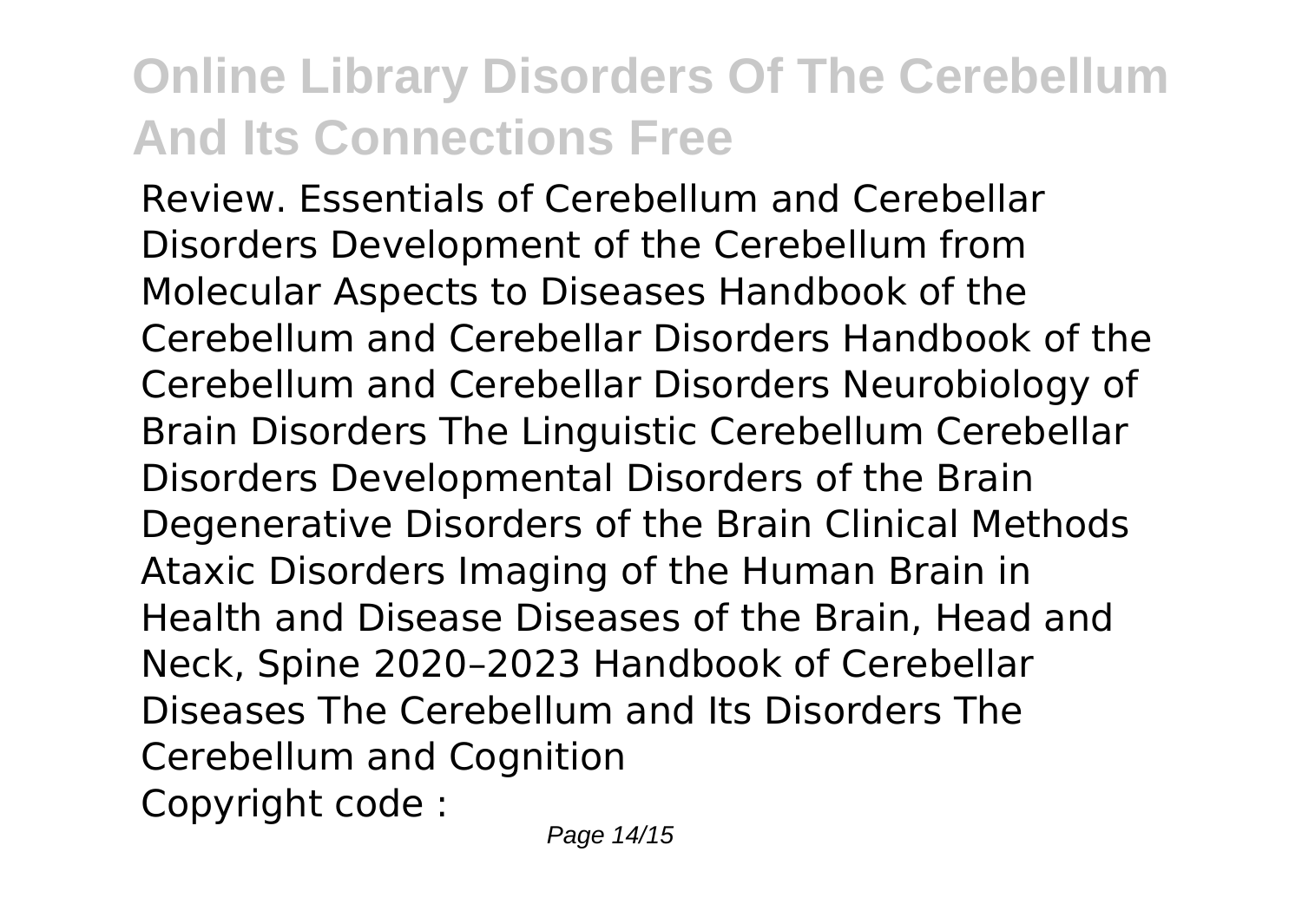Review. Essentials of Cerebellum and Cerebellar Disorders Development of the Cerebellum from Molecular Aspects to Diseases Handbook of the Cerebellum and Cerebellar Disorders Handbook of the Cerebellum and Cerebellar Disorders Neurobiology of Brain Disorders The Linguistic Cerebellum Cerebellar Disorders Developmental Disorders of the Brain Degenerative Disorders of the Brain Clinical Methods Ataxic Disorders Imaging of the Human Brain in Health and Disease Diseases of the Brain, Head and Neck, Spine 2020–2023 Handbook of Cerebellar Diseases The Cerebellum and Its Disorders The Cerebellum and Cognition

Copyright code :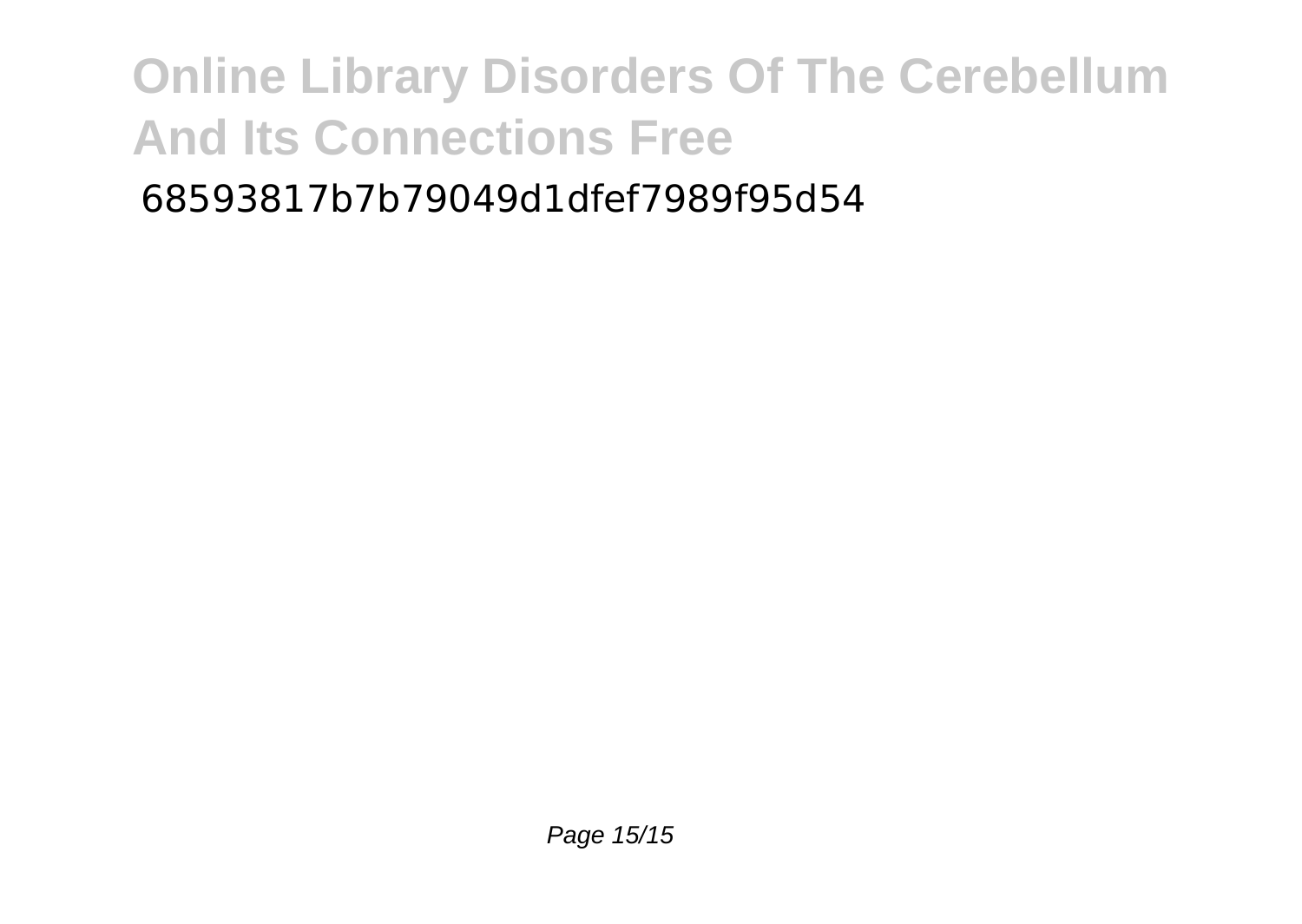68593817b7b79049d1dfef7989f95d54